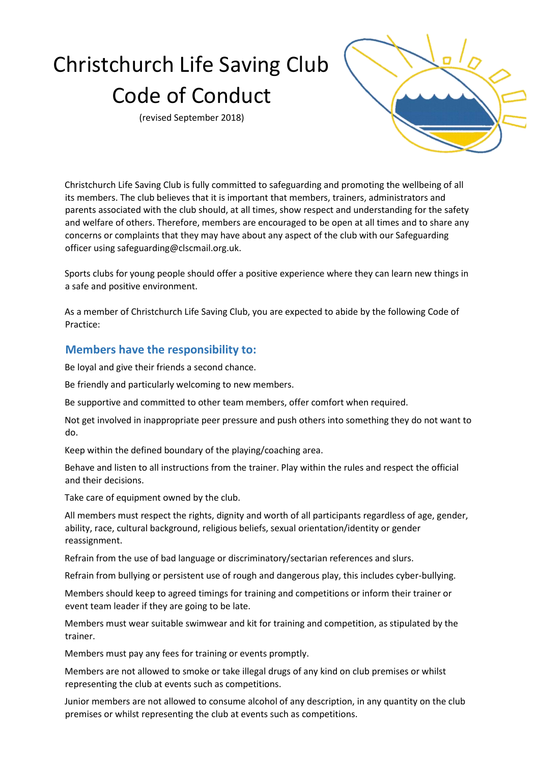# Christchurch Life Saving Club Code of Conduct

(revised September 2018)

Christchurch Life Saving Club is fully committed to safeguarding and promoting the wellbeing of all its members. The club believes that it is important that members, trainers, administrators and parents associated with the club should, at all times, show respect and understanding for the safety and welfare of others. Therefore, members are encouraged to be open at all times and to share any concerns or complaints that they may have about any aspect of the club with our Safeguarding officer using safeguarding@clscmail.org.uk.

Sports clubs for young people should offer a positive experience where they can learn new things in a safe and positive environment.

As a member of Christchurch Life Saving Club, you are expected to abide by the following Code of Practice:

## Members have the responsibility to:

Be loyal and give their friends a second chance.

Be friendly and particularly welcoming to new members.

Be supportive and committed to other team members, offer comfort when required.

Not get involved in inappropriate peer pressure and push others into something they do not want to do.

Keep within the defined boundary of the playing/coaching area.

Behave and listen to all instructions from the trainer. Play within the rules and respect the official and their decisions.

Take care of equipment owned by the club.

All members must respect the rights, dignity and worth of all participants regardless of age, gender, ability, race, cultural background, religious beliefs, sexual orientation/identity or gender reassignment.

Refrain from the use of bad language or discriminatory/sectarian references and slurs.

Refrain from bullying or persistent use of rough and dangerous play, this includes cyber-bullying.

Members should keep to agreed timings for training and competitions or inform their trainer or event team leader if they are going to be late.

Members must wear suitable swimwear and kit for training and competition, as stipulated by the trainer.

Members must pay any fees for training or events promptly.

Members are not allowed to smoke or take illegal drugs of any kind on club premises or whilst representing the club at events such as competitions.

Junior members are not allowed to consume alcohol of any description, in any quantity on the club premises or whilst representing the club at events such as competitions.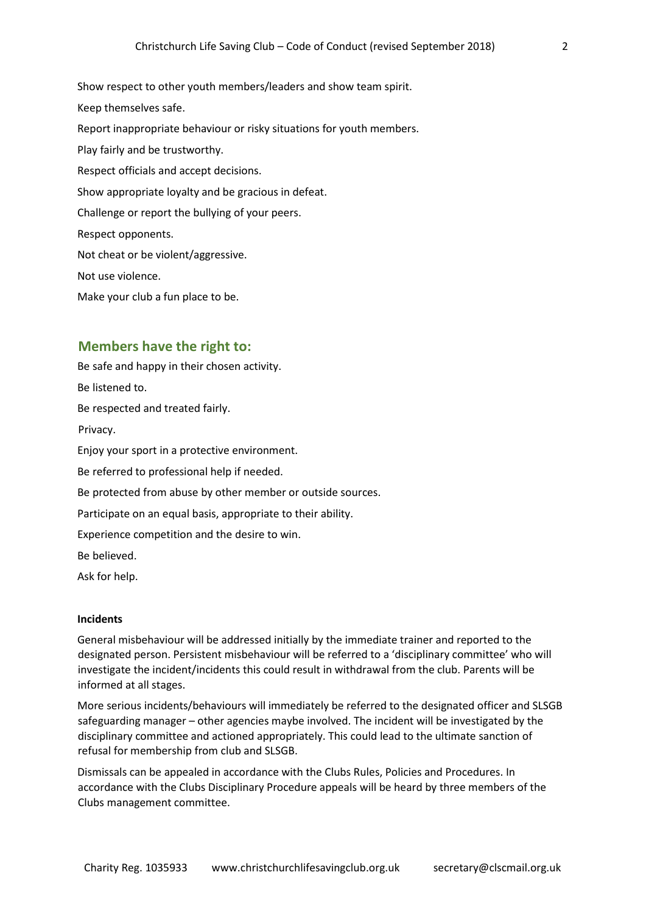Show respect to other youth members/leaders and show team spirit.

Keep themselves safe.

Report inappropriate behaviour or risky situations for youth members.

Play fairly and be trustworthy.

Respect officials and accept decisions.

Show appropriate loyalty and be gracious in defeat.

Challenge or report the bullying of your peers.

Respect opponents.

Not cheat or be violent/aggressive.

Not use violence.

Make your club a fun place to be.

## Members have the right to:

Be safe and happy in their chosen activity.

Be listened to.

Be respected and treated fairly.

Privacy.

Enjoy your sport in a protective environment.

Be referred to professional help if needed.

Be protected from abuse by other member or outside sources.

Participate on an equal basis, appropriate to their ability.

Experience competition and the desire to win.

Be believed.

Ask for help.

**Incidents**

General misbehaviour will be addressed initially by the immediate trainer and reported to the designated person. Persistent misbehaviour will be referred to a 'disciplinary committee' who will investigate the incident/incidents this could result in withdrawal from the club. Parents will be informed at all stages.

More serious incidents/behaviours will immediately be referred to the designated officer and SLSGB safeguarding manager – other agencies maybe involved. The incident will be investigated by the disciplinary committee and actioned appropriately. This could lead to the ultimate sanction of refusal for membership from club and SLSGB.

Dismissals can be appealed in accordance with the Clubs Rules, Policies and Procedures. In accordance with the Clubs Disciplinary Procedure appeals will be heard by three members of the Clubs management committee.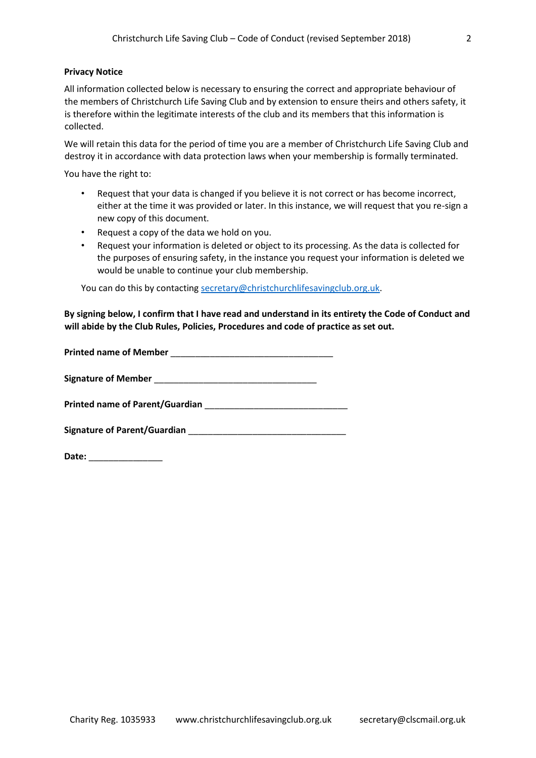**Privacy Notice**

All information collected below is necessary to ensuring the correct and appropriate behaviour of the members of Christchurch Life Saving Club and by extension to ensure theirs and others safety, it is therefore within the legitimate interests of the club and its members that this information is collected.

We will retain this data for the period of time you are a member of Christchurch Life Saving Club and destroy it in accordance with data protection laws when your membership is formally terminated.

You have the right to:

- Request that your data is changed if you believe it is not correct or has become incorrect, either at the time it was provided or later. In this instance, we will request that you re-sign a new copy of this document.
- Request a copy of the data we hold on you.
- Request your information is deleted or object to its processing. As the data is collected for the purposes of ensuring safety, in the instance you request your information is deleted we would be unable to continue your club membership.

You can do this by contacting secretary@christchurchlifesavingclub.org.uk.

**By signing below, I confirm that I have read and understand in its entirety the Code of Conduct and will abide by the Club Rules, Policies, Procedures and code of practice as set out.**

**Printed name of Member** _________________________________

**Signature of Member** _________________________________

**Printed name of Parent/Guardian** _____________________________

**Signature of Parent/Guardian** ________________________________

**Date:** _______________